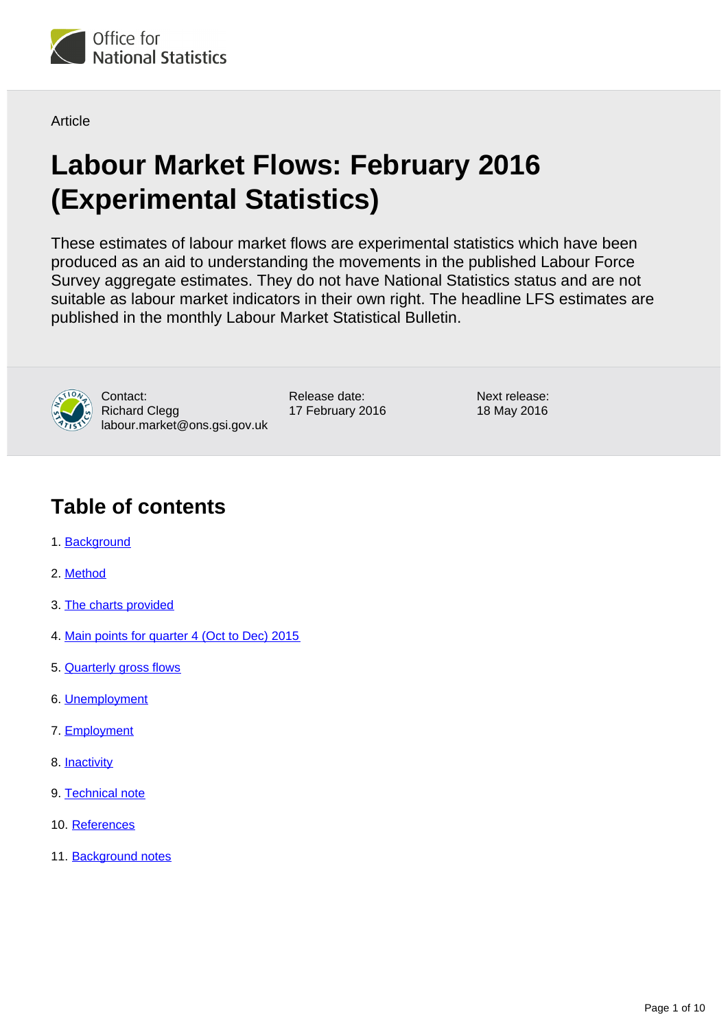Office for National Statistics

Article

# Labour Market Flows: February 2016 (Experimental Statistics)

These estimates of labour market flows are experimental statistics which have been produced as an aid to understanding the movements in the published Labour Force Survey aggregate estimates. They do not have National Statistics status and are not suitable as labour market indicators in their own right. The headline LFS estimates are published in the monthly Labour Market Statistical Bulletin.

Contact:
Richard Clegg
labour.market@ons.gsi.gov.uk

Release date:
17 February 2016

Next release:
18 May 2016

## Table of contents

1. Background
2. Method
3. The charts provided
4. Main points for quarter 4 (Oct to Dec) 2015
5. Quarterly gross flows
6. Unemployment
7. Employment
8. Inactivity
9. Technical note
10. References
11. Background notes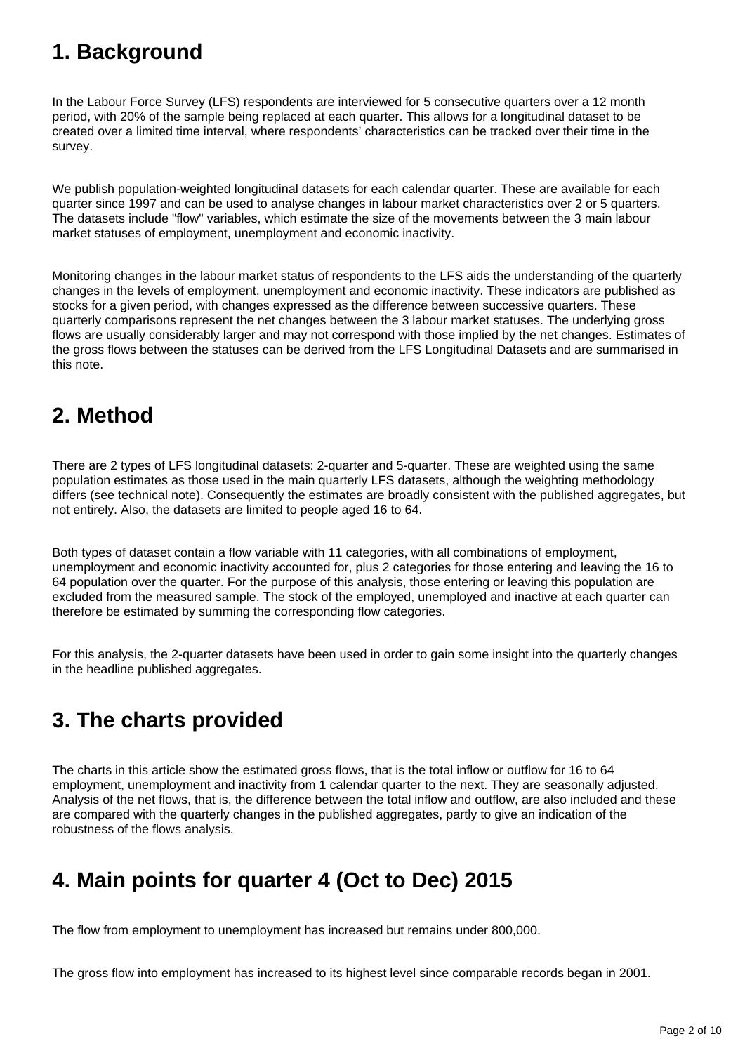## 1. Background

In the Labour Force Survey (LFS) respondents are interviewed for 5 consecutive quarters over a 12 month period, with 20% of the sample being replaced at each quarter. This allows for a longitudinal dataset to be created over a limited time interval, where respondents' characteristics can be tracked over their time in the survey.

We publish population-weighted longitudinal datasets for each calendar quarter. These are available for each quarter since 1997 and can be used to analyse changes in labour market characteristics over 2 or 5 quarters. The datasets include "flow" variables, which estimate the size of the movements between the 3 main labour market statuses of employment, unemployment and economic inactivity.

Monitoring changes in the labour market status of respondents to the LFS aids the understanding of the quarterly changes in the levels of employment, unemployment and economic inactivity. These indicators are published as stocks for a given period, with changes expressed as the difference between successive quarters. These quarterly comparisons represent the net changes between the 3 labour market statuses. The underlying gross flows are usually considerably larger and may not correspond with those implied by the net changes. Estimates of the gross flows between the statuses can be derived from the LFS Longitudinal Datasets and are summarised in this note.

## 2. Method

There are 2 types of LFS longitudinal datasets: 2-quarter and 5-quarter. These are weighted using the same population estimates as those used in the main quarterly LFS datasets, although the weighting methodology differs (see technical note). Consequently the estimates are broadly consistent with the published aggregates, but not entirely. Also, the datasets are limited to people aged 16 to 64.

Both types of dataset contain a flow variable with 11 categories, with all combinations of employment, unemployment and economic inactivity accounted for, plus 2 categories for those entering and leaving the 16 to 64 population over the quarter. For the purpose of this analysis, those entering or leaving this population are excluded from the measured sample. The stock of the employed, unemployed and inactive at each quarter can therefore be estimated by summing the corresponding flow categories.

For this analysis, the 2-quarter datasets have been used in order to gain some insight into the quarterly changes in the headline published aggregates.

## 3. The charts provided

The charts in this article show the estimated gross flows, that is the total inflow or outflow for 16 to 64 employment, unemployment and inactivity from 1 calendar quarter to the next. They are seasonally adjusted. Analysis of the net flows, that is, the difference between the total inflow and outflow, are also included and these are compared with the quarterly changes in the published aggregates, partly to give an indication of the robustness of the flows analysis.

## 4. Main points for quarter 4 (Oct to Dec) 2015

The flow from employment to unemployment has increased but remains under 800,000.

The gross flow into employment has increased to its highest level since comparable records began in 2001.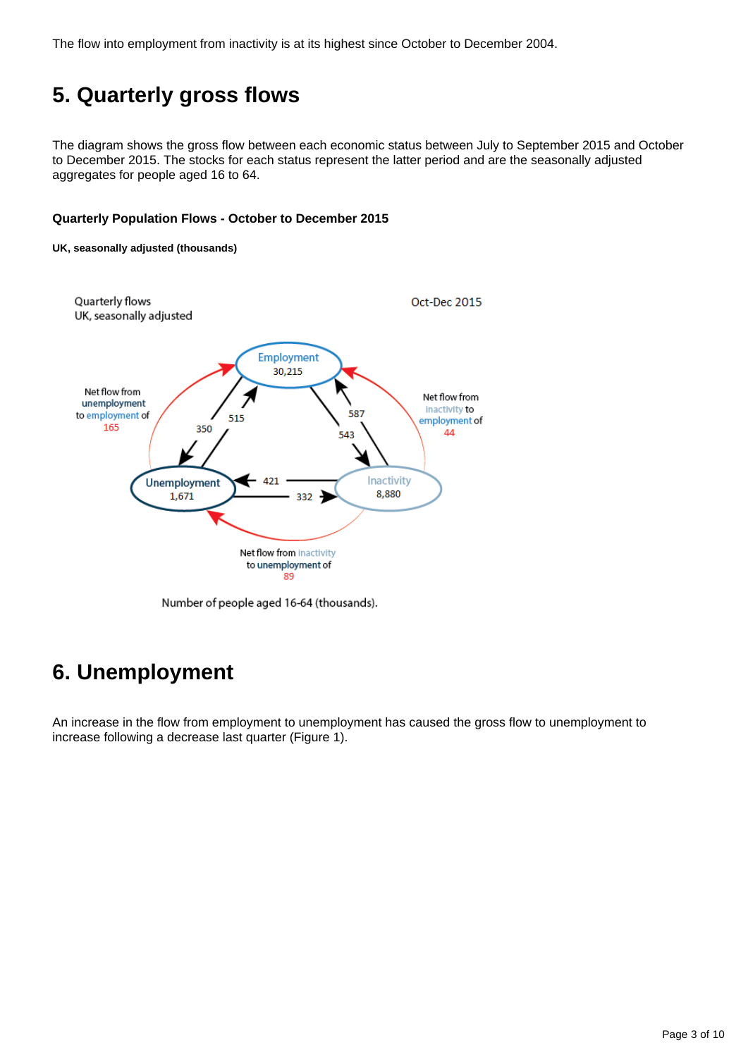The flow into employment from inactivity is at its highest since October to December 2004.

## 5. Quarterly gross flows

The diagram shows the gross flow between each economic status between July to September 2015 and October to December 2015. The stocks for each status represent the latter period and are the seasonally adjusted aggregates for people aged 16 to 64.

#### Quarterly Population Flows - October to December 2015

**UK, seasonally adjusted (thousands)**

Quarterly flows
UK, seasonally adjusted

Oct-Dec 2015

Employment
30,215

Unemployment
1,671

Inactivity
8,880

350
515
587
543
421
332

Net flow from unemployment to employment of
165

Net flow from inactivity to employment of
44

Net flow from inactivity to unemployment of
89

Number of people aged 16-64 (thousands).

## 6. Unemployment

An increase in the flow from employment to unemployment has caused the gross flow to unemployment to increase following a decrease last quarter (Figure 1).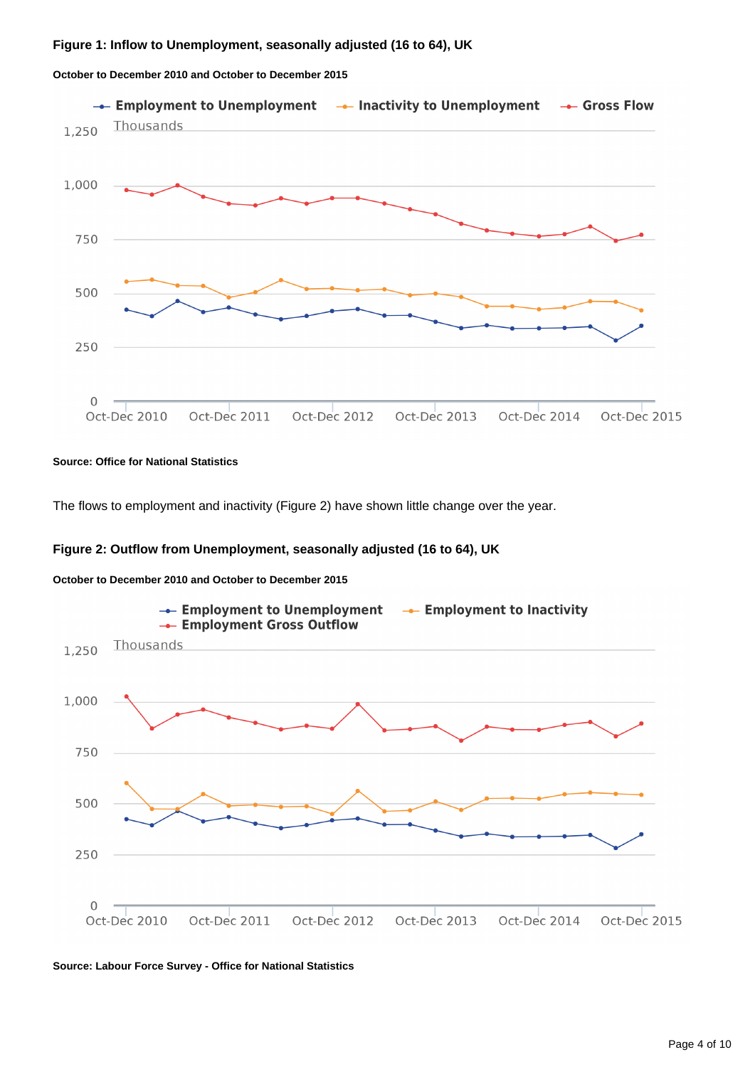**Figure 1: Inflow to Unemployment, seasonally adjusted (16 to 64), UK**

**October to December 2010 and October to December 2015**

Employment to Unemployment
Inactivity to Unemployment
Gross Flow

Thousands

1,250
1,000
750
500
250
0

Oct-Dec 2010
Oct-Dec 2011
Oct-Dec 2012
Oct-Dec 2013
Oct-Dec 2014
Oct-Dec 2015

**Source: Office for National Statistics**

The flows to employment and inactivity (Figure 2) have shown little change over the year.

**Figure 2: Outflow from Unemployment, seasonally adjusted (16 to 64), UK**

**October to December 2010 and October to December 2015**

Employment to Unemployment
Employment to Inactivity
Employment Gross Outflow

Thousands

1,250
1,000
750
500
250
0

Oct-Dec 2010
Oct-Dec 2011
Oct-Dec 2012
Oct-Dec 2013
Oct-Dec 2014
Oct-Dec 2015

**Source: Labour Force Survey - Office for National Statistics**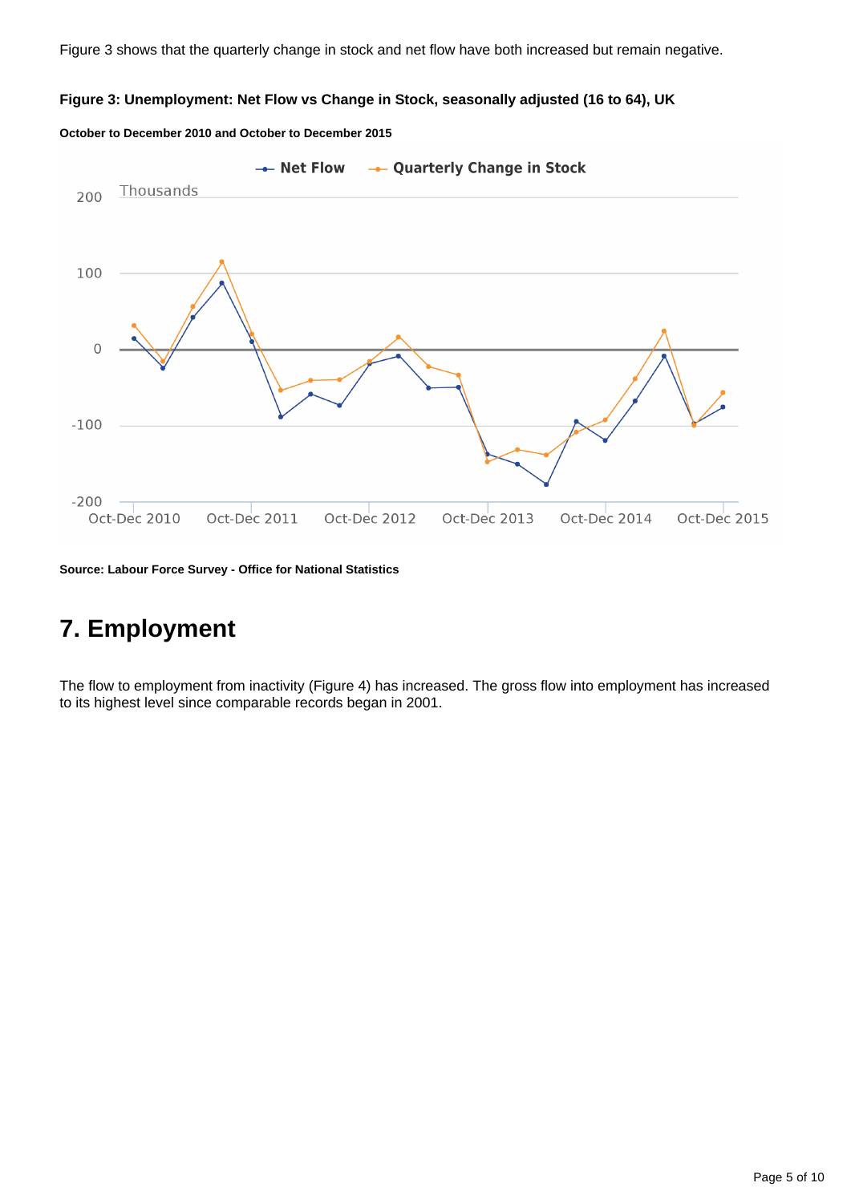Figure 3 shows that the quarterly change in stock and net flow have both increased but remain negative.

**Figure 3: Unemployment: Net Flow vs Change in Stock, seasonally adjusted (16 to 64), UK**

**October to December 2010 and October to December 2015**

Net Flow
Quarterly Change in Stock

Thousands

200
100
0
-100
-200

Oct-Dec 2010
Oct-Dec 2011
Oct-Dec 2012
Oct-Dec 2013
Oct-Dec 2014
Oct-Dec 2015

**Source: Labour Force Survey - Office for National Statistics**

# 7. Employment

The flow to employment from inactivity (Figure 4) has increased. The gross flow into employment has increased to its highest level since comparable records began in 2001.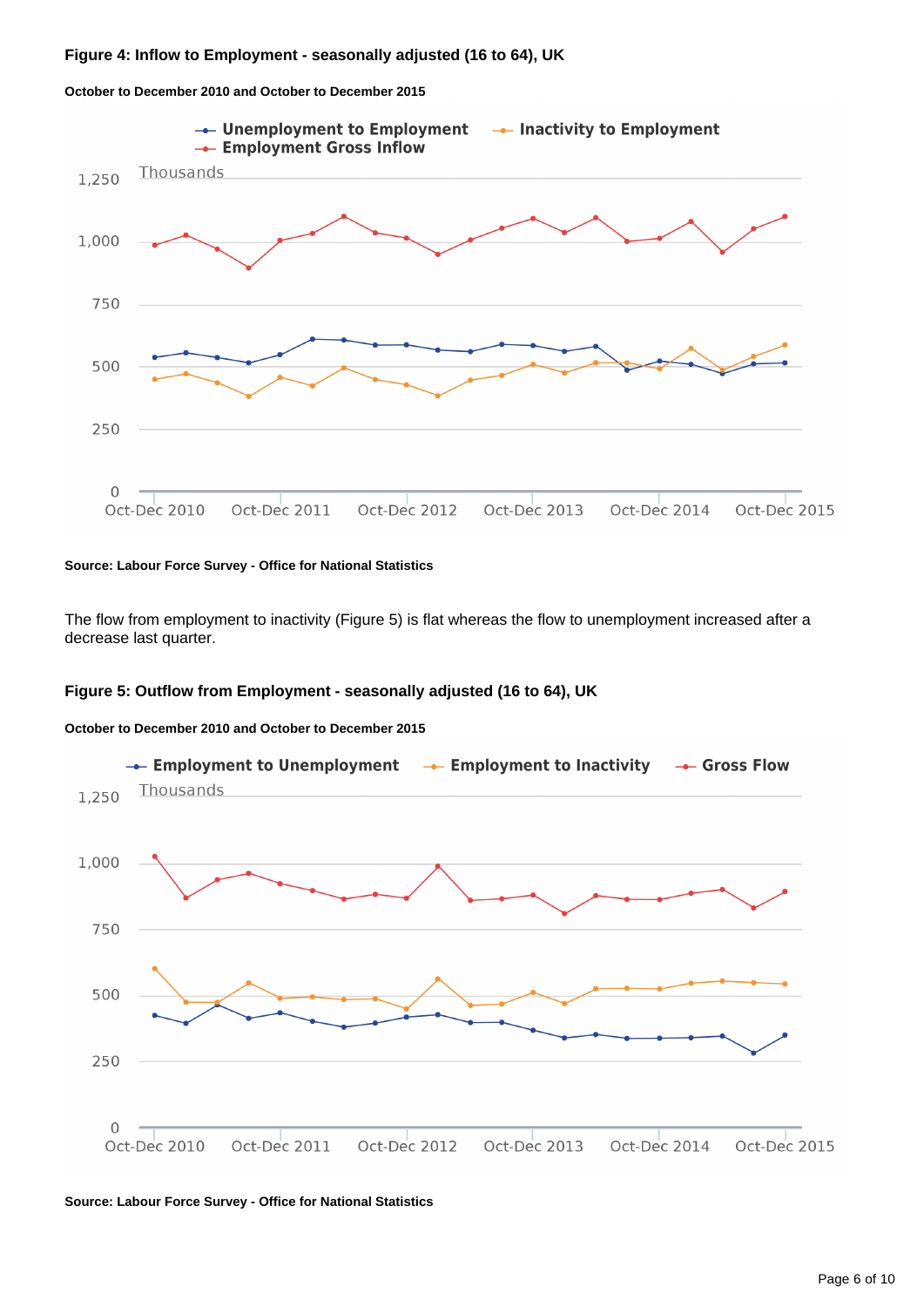**Figure 4: Inflow to Employment - seasonally adjusted (16 to 64), UK**

**October to December 2010 and October to December 2015**

**Source: Labour Force Survey - Office for National Statistics**

The flow from employment to inactivity (Figure 5) is flat whereas the flow to unemployment increased after a decrease last quarter.

**Figure 5: Outflow from Employment - seasonally adjusted (16 to 64), UK**

**October to December 2010 and October to December 2015**

**Source: Labour Force Survey - Office for National Statistics**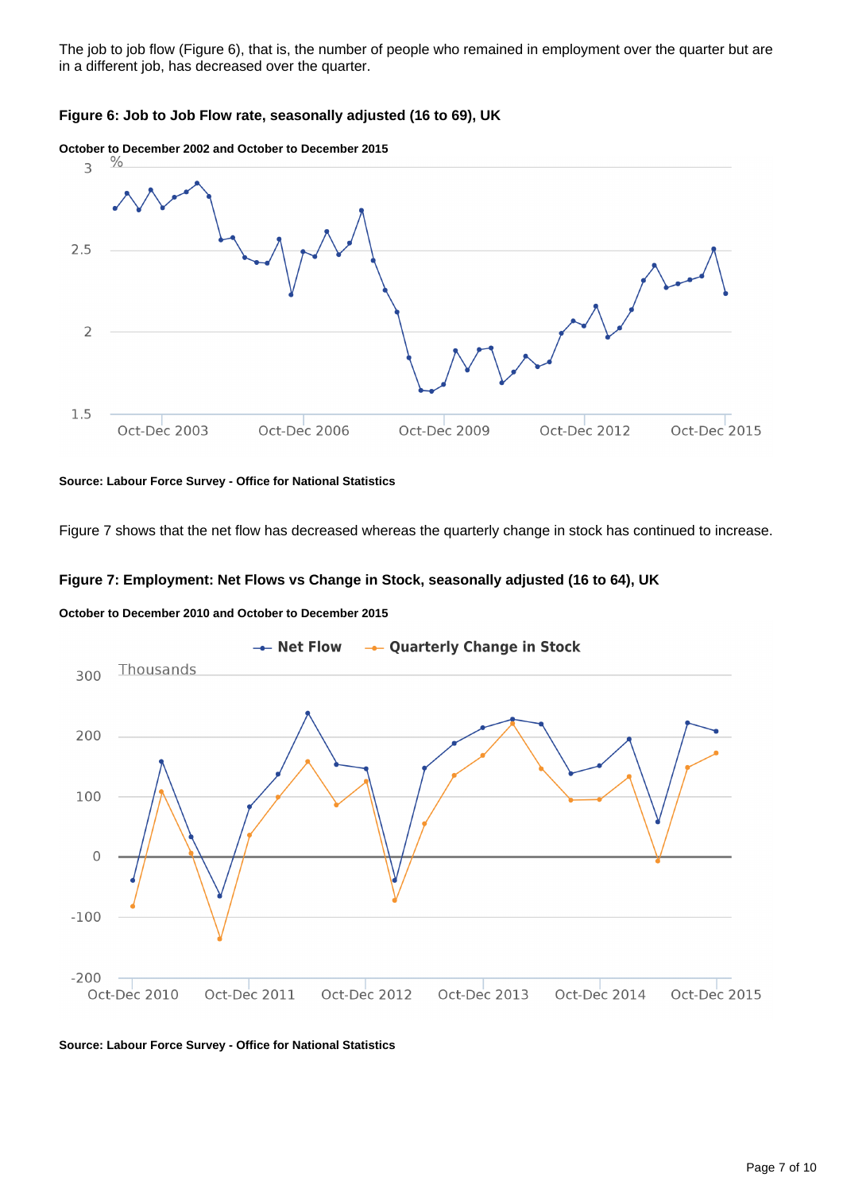The job to job flow (Figure 6), that is, the number of people who remained in employment over the quarter but are in a different job, has decreased over the quarter.

**Figure 6: Job to Job Flow rate, seasonally adjusted (16 to 69), UK**

**October to December 2002 and October to December 2015**

%

3

2.5

2

1.5

Oct-Dec 2003

Oct-Dec 2006

Oct-Dec 2009

Oct-Dec 2012

Oct-Dec 2015

**Source: Labour Force Survey - Office for National Statistics**

Figure 7 shows that the net flow has decreased whereas the quarterly change in stock has continued to increase.

**Figure 7: Employment: Net Flows vs Change in Stock, seasonally adjusted (16 to 64), UK**

**October to December 2010 and October to December 2015**

Net Flow

Quarterly Change in Stock

Thousands

300

200

100

0

-100

-200

Oct-Dec 2010

Oct-Dec 2011

Oct-Dec 2012

Oct-Dec 2013

Oct-Dec 2014

Oct-Dec 2015

**Source: Labour Force Survey - Office for National Statistics**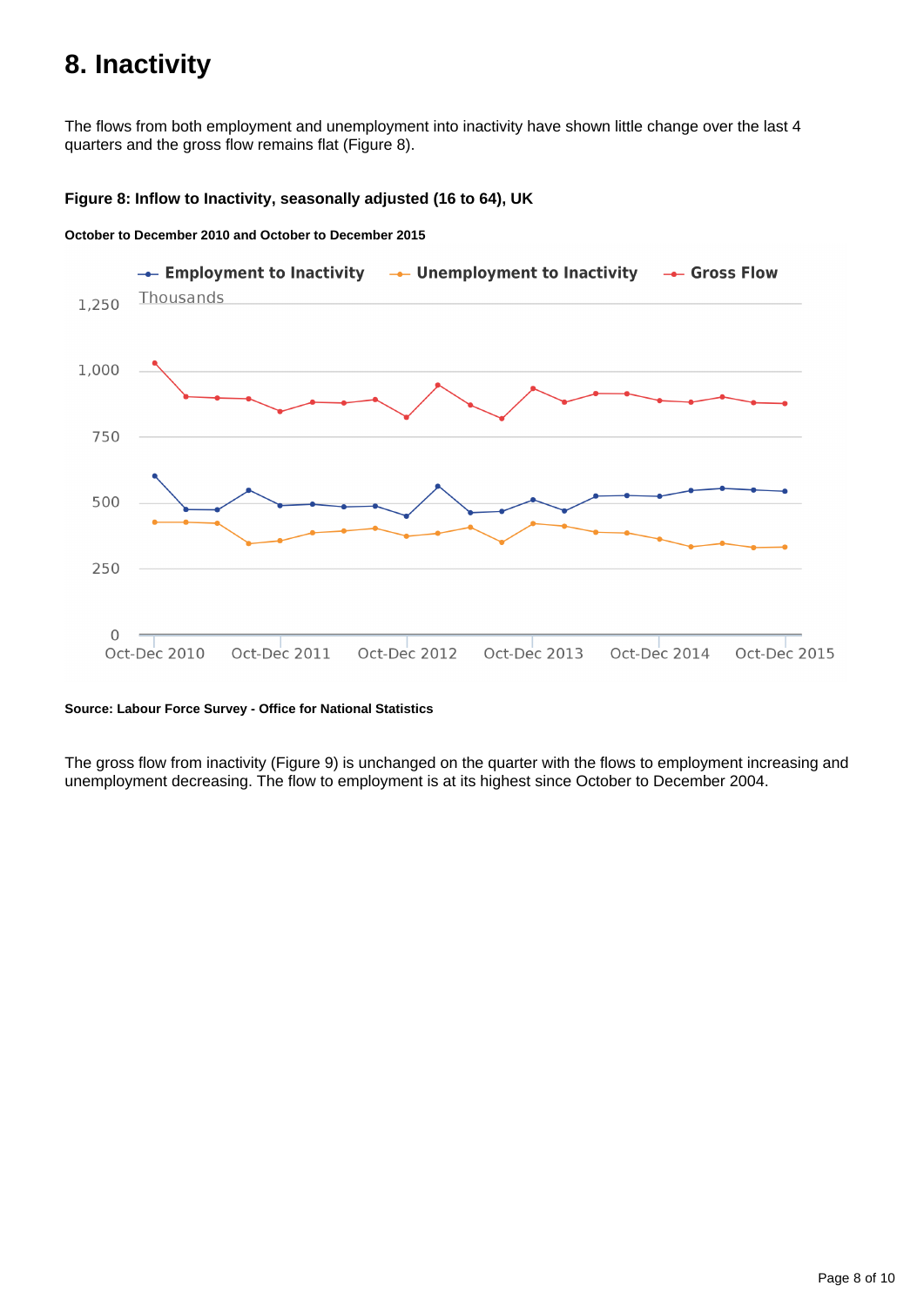# 8. Inactivity

The flows from both employment and unemployment into inactivity have shown little change over the last 4 quarters and the gross flow remains flat (Figure 8).

**Figure 8: Inflow to Inactivity, seasonally adjusted (16 to 64), UK**

**October to December 2010 and October to December 2015**

Employment to Inactivity
Unemployment to Inactivity
Gross Flow

Thousands

1,250
1,000
750
500
250
0

Oct-Dec 2010
Oct-Dec 2011
Oct-Dec 2012
Oct-Dec 2013
Oct-Dec 2014
Oct-Dec 2015

**Source: Labour Force Survey - Office for National Statistics**

The gross flow from inactivity (Figure 9) is unchanged on the quarter with the flows to employment increasing and unemployment decreasing. The flow to employment is at its highest since October to December 2004.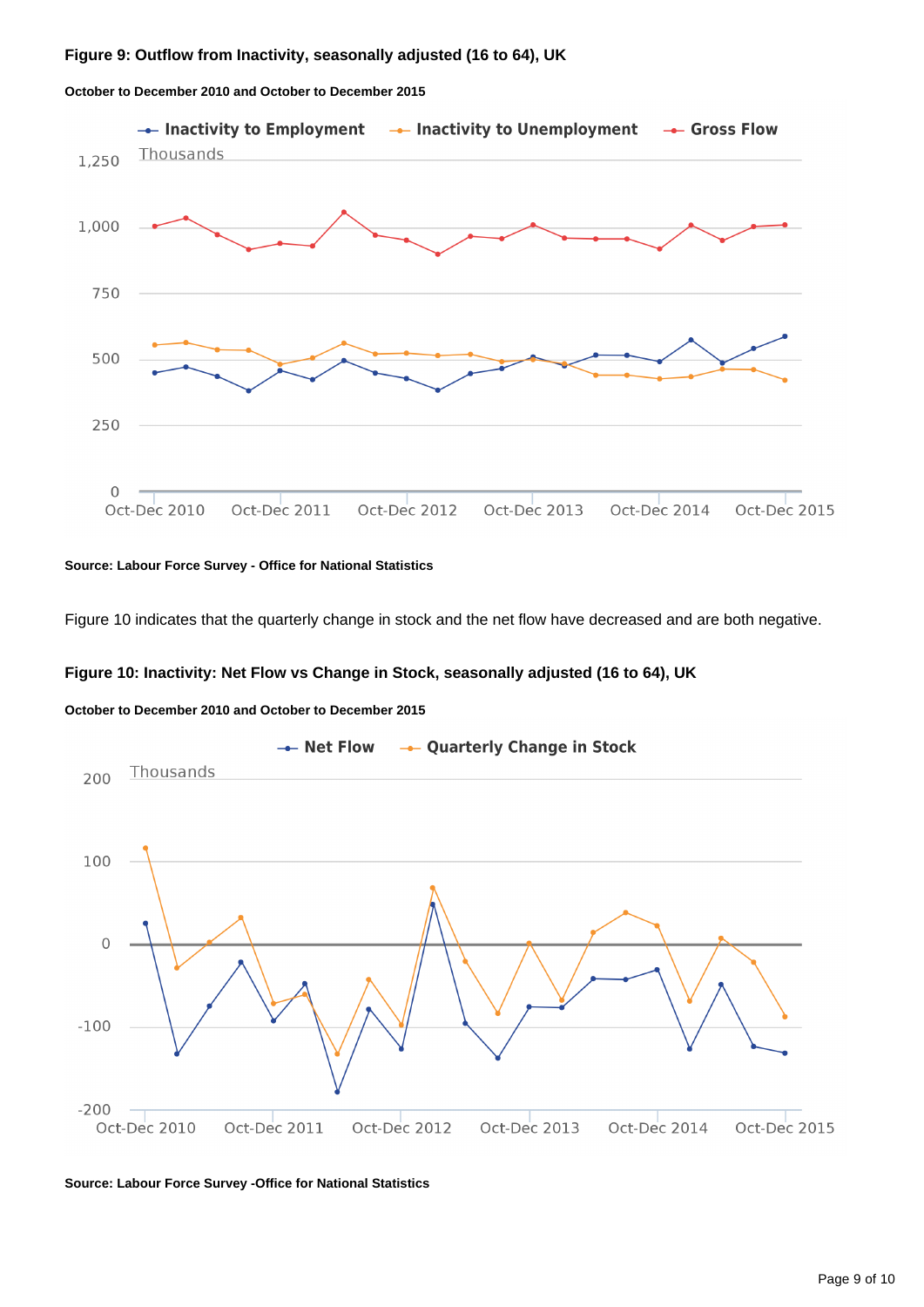**Figure 9: Outflow from Inactivity, seasonally adjusted (16 to 64), UK**

**October to December 2010 and October to December 2015**

Inactivity to Employment
Inactivity to Unemployment
Gross Flow

Thousands

1,250
1,000
750
500
250
0

Oct-Dec 2010
Oct-Dec 2011
Oct-Dec 2012
Oct-Dec 2013
Oct-Dec 2014
Oct-Dec 2015

**Source: Labour Force Survey - Office for National Statistics**

Figure 10 indicates that the quarterly change in stock and the net flow have decreased and are both negative.

**Figure 10: Inactivity: Net Flow vs Change in Stock, seasonally adjusted (16 to 64), UK**

**October to December 2010 and October to December 2015**

Net Flow
Quarterly Change in Stock

Thousands

200
100
0
-100
-200

Oct-Dec 2010
Oct-Dec 2011
Oct-Dec 2012
Oct-Dec 2013
Oct-Dec 2014
Oct-Dec 2015

**Source: Labour Force Survey -Office for National Statistics**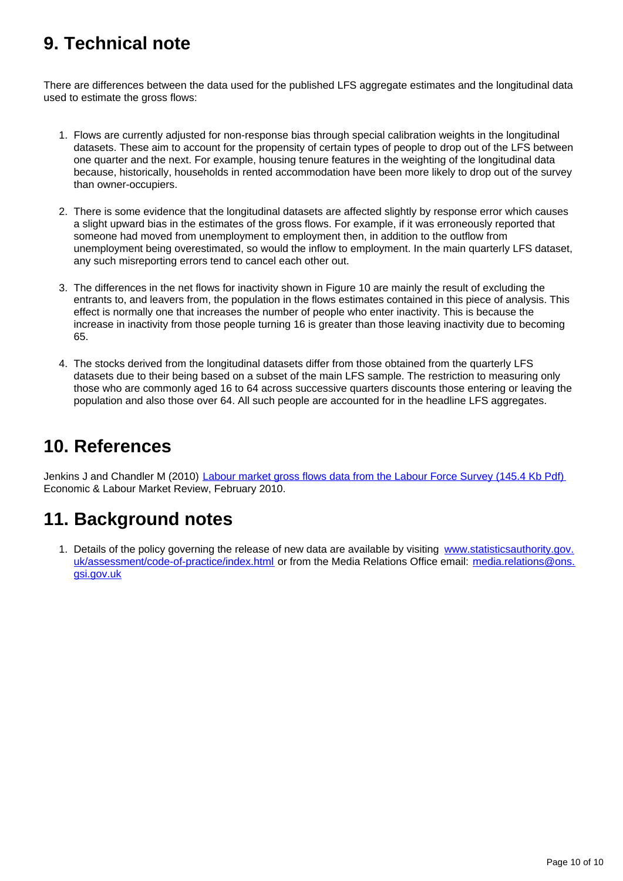## 9. Technical note

There are differences between the data used for the published LFS aggregate estimates and the longitudinal data used to estimate the gross flows:

1. Flows are currently adjusted for non-response bias through special calibration weights in the longitudinal datasets. These aim to account for the propensity of certain types of people to drop out of the LFS between one quarter and the next. For example, housing tenure features in the weighting of the longitudinal data because, historically, households in rented accommodation have been more likely to drop out of the survey than owner-occupiers.

2. There is some evidence that the longitudinal datasets are affected slightly by response error which causes a slight upward bias in the estimates of the gross flows. For example, if it was erroneously reported that someone had moved from unemployment to employment then, in addition to the outflow from unemployment being overestimated, so would the inflow to employment. In the main quarterly LFS dataset, any such misreporting errors tend to cancel each other out.

3. The differences in the net flows for inactivity shown in Figure 10 are mainly the result of excluding the entrants to, and leavers from, the population in the flows estimates contained in this piece of analysis. This effect is normally one that increases the number of people who enter inactivity. This is because the increase in inactivity from those people turning 16 is greater than those leaving inactivity due to becoming 65.

4. The stocks derived from the longitudinal datasets differ from those obtained from the quarterly LFS datasets due to their being based on a subset of the main LFS sample. The restriction to measuring only those who are commonly aged 16 to 64 across successive quarters discounts those entering or leaving the population and also those over 64. All such people are accounted for in the headline LFS aggregates.

## 10. References

Jenkins J and Chandler M (2010) [Labour market gross flows data from the Labour Force Survey (145.4 Kb Pdf)] Economic & Labour Market Review, February 2010.

## 11. Background notes

1. Details of the policy governing the release of new data are available by visiting www.statisticsauthority.gov.uk/assessment/code-of-practice/index.html or from the Media Relations Office email: media.relations@ons.gsi.gov.uk